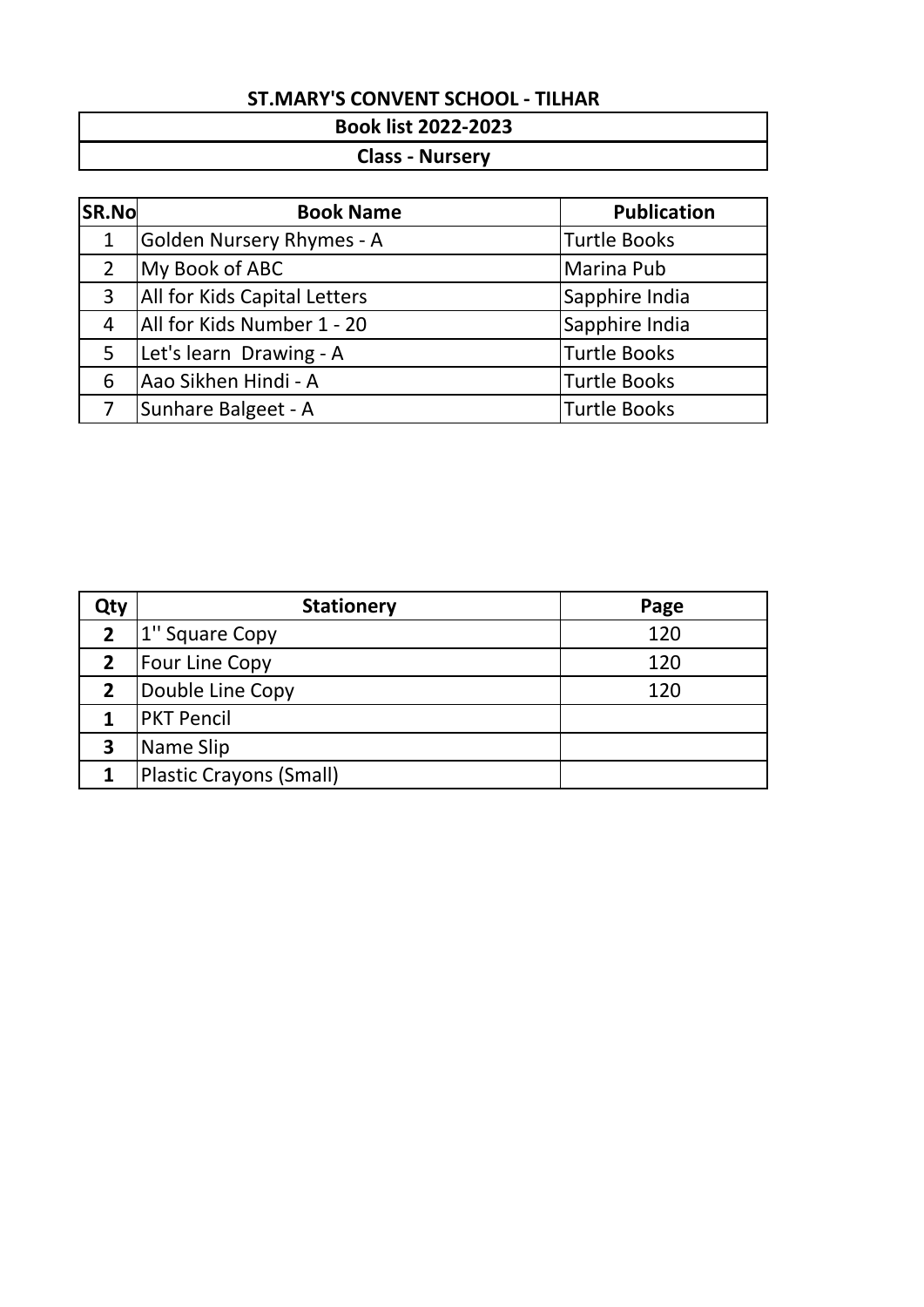# ST.MARY'S CONVENT SCHOOL - TILHAR

## Book list 2022-2023

## Class - Nursery

| SR.No | Book Name | Publication |
|---|---|---|
| 1 | Golden Nursery Rhymes - A | Turtle Books |
| 2 | My Book of ABC | Marina Pub |
| 3 | All for Kids Capital Letters | Sapphire India |
| 4 | All for Kids Number 1 - 20 | Sapphire India |
| 5 | Let's learn Drawing - A | Turtle Books |
| 6 | Aao Sikhen Hindi - A | Turtle Books |
| 7 | Sunhare Balgeet - A | Turtle Books |

| Qty | Stationery | Page |
|---|---|---|
| **2** | 1'' Square Copy | 120 |
| **2** | Four Line Copy | 120 |
| **2** | Double Line Copy | 120 |
| **1** | PKT Pencil | |
| **3** | Name Slip | |
| **1** | Plastic Crayons (Small) | |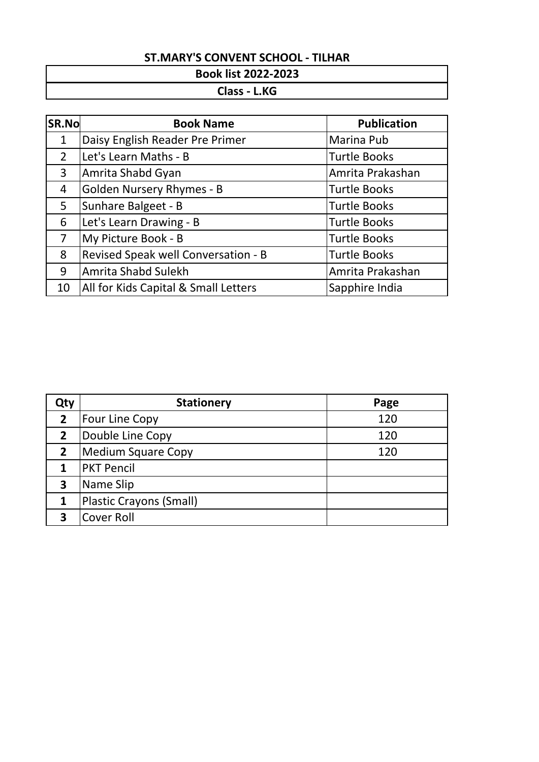## ST.MARY'S CONVENT SCHOOL - TILHAR

### Book list 2022-2023

### Class - L.KG

| SR.No | Book Name | Publication |
|---|---|---|
| 1 | Daisy English Reader Pre Primer | Marina Pub |
| 2 | Let's Learn Maths - B | Turtle Books |
| 3 | Amrita Shabd Gyan | Amrita Prakashan |
| 4 | Golden Nursery Rhymes - B | Turtle Books |
| 5 | Sunhare Balgeet - B | Turtle Books |
| 6 | Let's Learn Drawing - B | Turtle Books |
| 7 | My Picture Book - B | Turtle Books |
| 8 | Revised Speak well Conversation - B | Turtle Books |
| 9 | Amrita Shabd Sulekh | Amrita Prakashan |
| 10 | All for Kids Capital & Small Letters | Sapphire India |

| Qty | Stationery | Page |
|---|---|---|
| **2** | Four Line Copy | 120 |
| **2** | Double Line Copy | 120 |
| **2** | Medium Square Copy | 120 |
| **1** | PKT Pencil | |
| **3** | Name Slip | |
| **1** | Plastic Crayons (Small) | |
| **3** | Cover Roll | |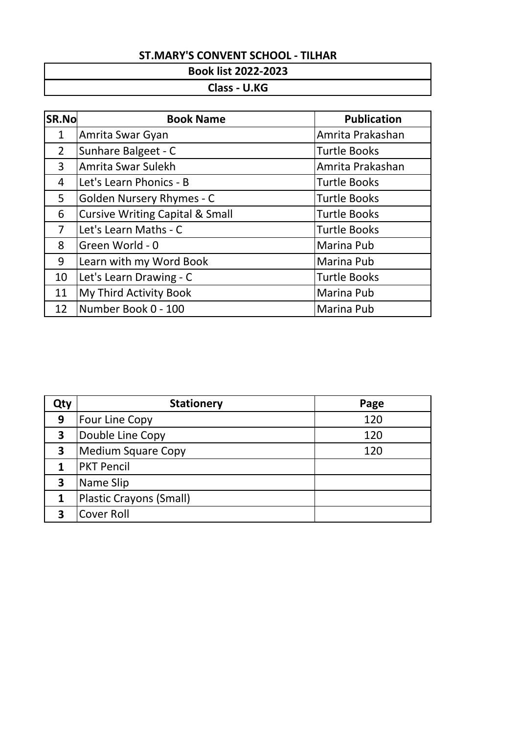## ST.MARY'S CONVENT SCHOOL - TILHAR

### Book list 2022-2023

### Class - U.KG

| SR.No | Book Name | Publication |
|---|---|---|
| 1 | Amrita Swar Gyan | Amrita Prakashan |
| 2 | Sunhare Balgeet - C | Turtle Books |
| 3 | Amrita Swar Sulekh | Amrita Prakashan |
| 4 | Let's Learn Phonics - B | Turtle Books |
| 5 | Golden Nursery Rhymes - C | Turtle Books |
| 6 | Cursive Writing Capital & Small | Turtle Books |
| 7 | Let's Learn Maths - C | Turtle Books |
| 8 | Green World - 0 | Marina Pub |
| 9 | Learn with my Word Book | Marina Pub |
| 10 | Let's Learn Drawing - C | Turtle Books |
| 11 | My Third Activity Book | Marina Pub |
| 12 | Number Book 0 - 100 | Marina Pub |

| Qty | Stationery | Page |
|---|---|---|
| **9** | Four Line Copy | 120 |
| **3** | Double Line Copy | 120 |
| **3** | Medium Square Copy | 120 |
| **1** | PKT Pencil | |
| **3** | Name Slip | |
| **1** | Plastic Crayons (Small) | |
| **3** | Cover Roll | |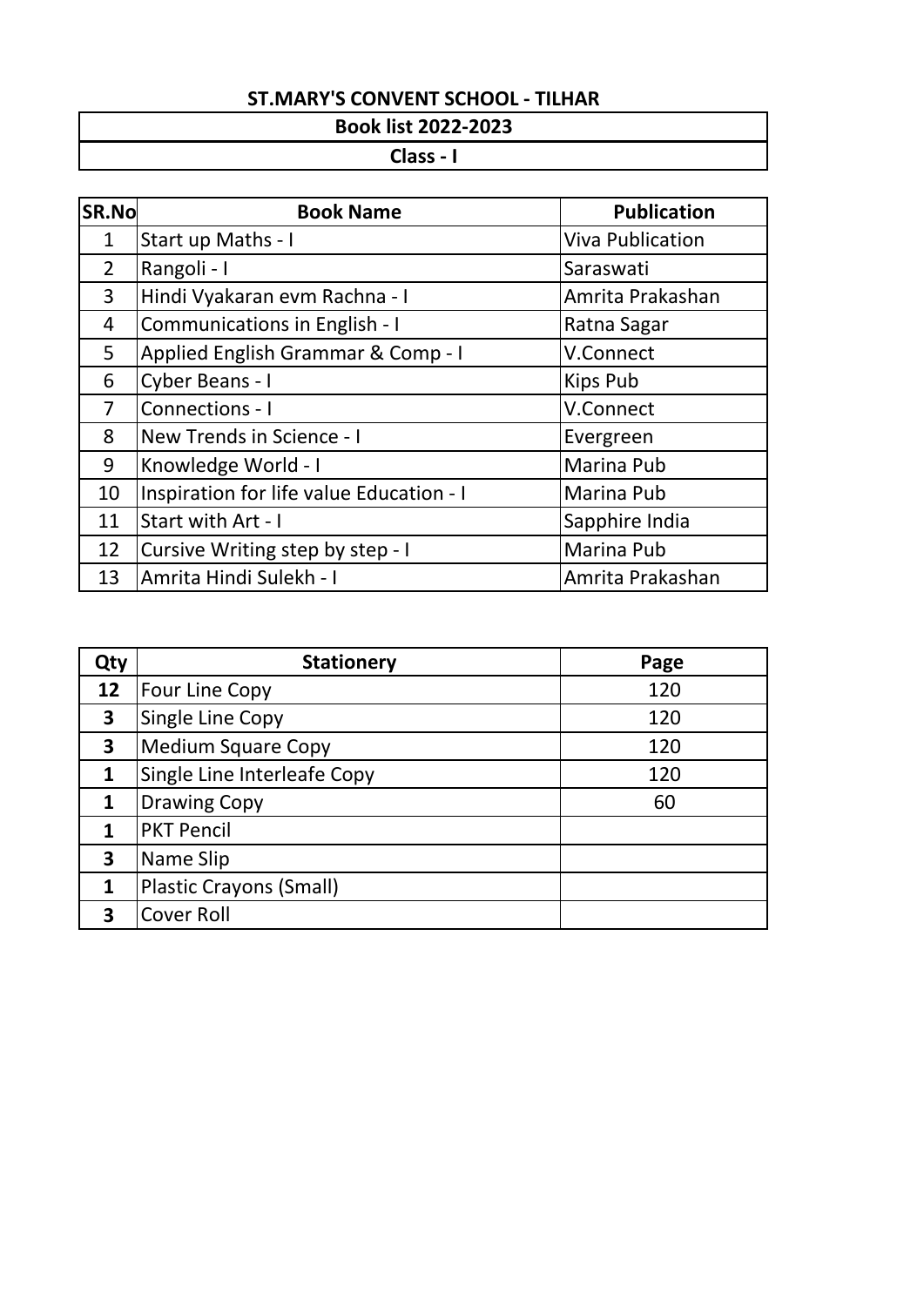# ST.MARY'S CONVENT SCHOOL - TILHAR

## Book list 2022-2023

## Class - I

| SR.No | Book Name | Publication |
|---|---|---|
| 1 | Start up Maths - I | Viva Publication |
| 2 | Rangoli - I | Saraswati |
| 3 | Hindi Vyakaran evm Rachna - I | Amrita Prakashan |
| 4 | Communications in English - I | Ratna Sagar |
| 5 | Applied English Grammar & Comp - I | V.Connect |
| 6 | Cyber Beans - I | Kips Pub |
| 7 | Connections - I | V.Connect |
| 8 | New Trends in Science - I | Evergreen |
| 9 | Knowledge World - I | Marina Pub |
| 10 | Inspiration for life value Education - I | Marina Pub |
| 11 | Start with Art - I | Sapphire India |
| 12 | Cursive Writing step by step - I | Marina Pub |
| 13 | Amrita Hindi Sulekh - I | Amrita Prakashan |

| Qty | Stationery | Page |
|---|---|---|
| **12** | Four Line Copy | 120 |
| **3** | Single Line Copy | 120 |
| **3** | Medium Square Copy | 120 |
| **1** | Single Line Interleafe Copy | 120 |
| **1** | Drawing Copy | 60 |
| **1** | PKT Pencil | |
| **3** | Name Slip | |
| **1** | Plastic Crayons (Small) | |
| **3** | Cover Roll | |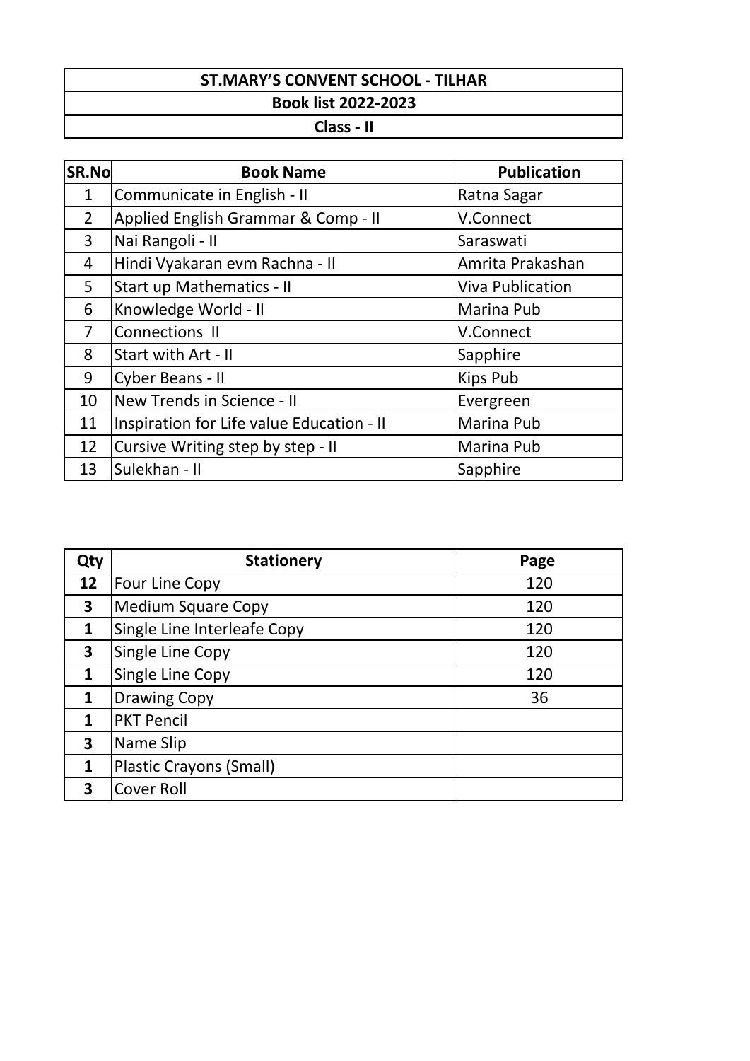# ST.MARY'S CONVENT SCHOOL - TILHAR

## Book list 2022-2023

## Class - II

| SR.No | Book Name | Publication |
|---|---|---|
| 1 | Communicate in English - II | Ratna Sagar |
| 2 | Applied English Grammar & Comp - II | V.Connect |
| 3 | Nai Rangoli - II | Saraswati |
| 4 | Hindi Vyakaran evm Rachna - II | Amrita Prakashan |
| 5 | Start up Mathematics - II | Viva Publication |
| 6 | Knowledge World - II | Marina Pub |
| 7 | Connections II | V.Connect |
| 8 | Start with Art - II | Sapphire |
| 9 | Cyber Beans - II | Kips Pub |
| 10 | New Trends in Science - II | Evergreen |
| 11 | Inspiration for Life value Education - II | Marina Pub |
| 12 | Cursive Writing step by step - II | Marina Pub |
| 13 | Sulekhan - II | Sapphire |

| Qty | Stationery | Page |
|---|---|---|
| **12** | Four Line Copy | 120 |
| **3** | Medium Square Copy | 120 |
| **1** | Single Line Interleafe Copy | 120 |
| **3** | Single Line Copy | 120 |
| **1** | Single Line Copy | 120 |
| **1** | Drawing Copy | 36 |
| **1** | PKT Pencil | |
| **3** | Name Slip | |
| **1** | Plastic Crayons (Small) | |
| **3** | Cover Roll | |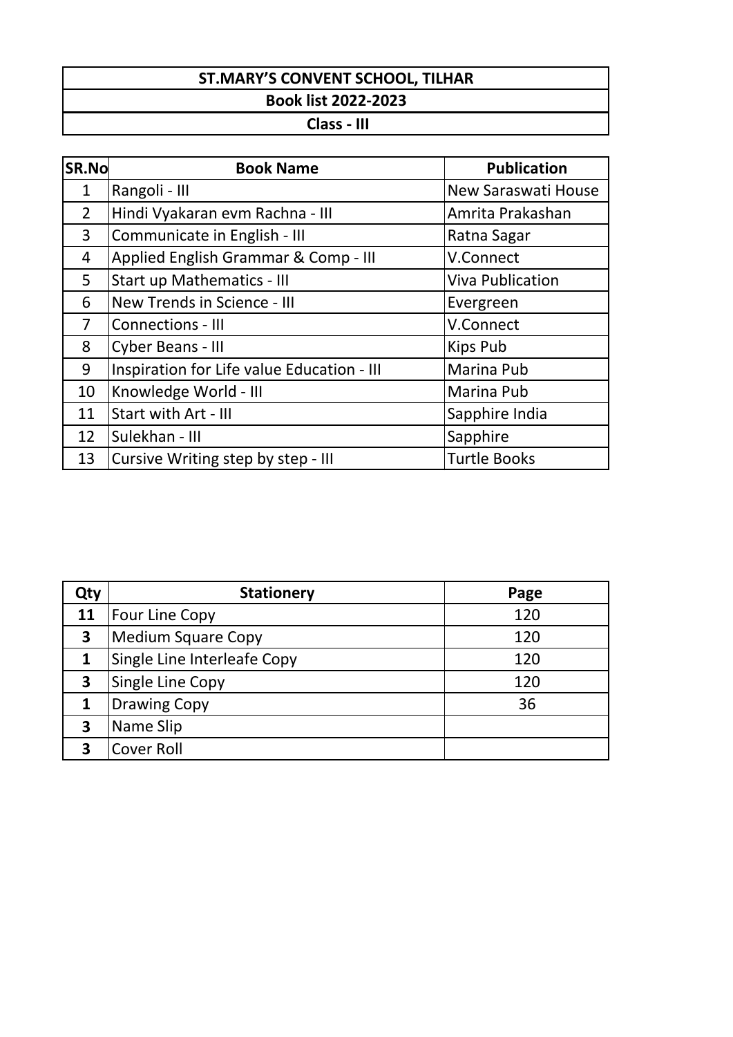# ST.MARY'S CONVENT SCHOOL, TILHAR

## Book list 2022-2023

## Class - III

| SR.No | Book Name | Publication |
|---|---|---|
| 1 | Rangoli - III | New Saraswati House |
| 2 | Hindi Vyakaran evm Rachna - III | Amrita Prakashan |
| 3 | Communicate in English - III | Ratna Sagar |
| 4 | Applied English Grammar & Comp - III | V.Connect |
| 5 | Start up Mathematics - III | Viva Publication |
| 6 | New Trends in Science - III | Evergreen |
| 7 | Connections - III | V.Connect |
| 8 | Cyber Beans - III | Kips Pub |
| 9 | Inspiration for Life value Education - III | Marina Pub |
| 10 | Knowledge World - III | Marina Pub |
| 11 | Start with Art - III | Sapphire India |
| 12 | Sulekhan - III | Sapphire |
| 13 | Cursive Writing step by step - III | Turtle Books |

| Qty | Stationery | Page |
|---|---|---|
| **11** | Four Line Copy | 120 |
| **3** | Medium Square Copy | 120 |
| **1** | Single Line Interleafe Copy | 120 |
| **3** | Single Line Copy | 120 |
| **1** | Drawing Copy | 36 |
| **3** | Name Slip | |
| **3** | Cover Roll | |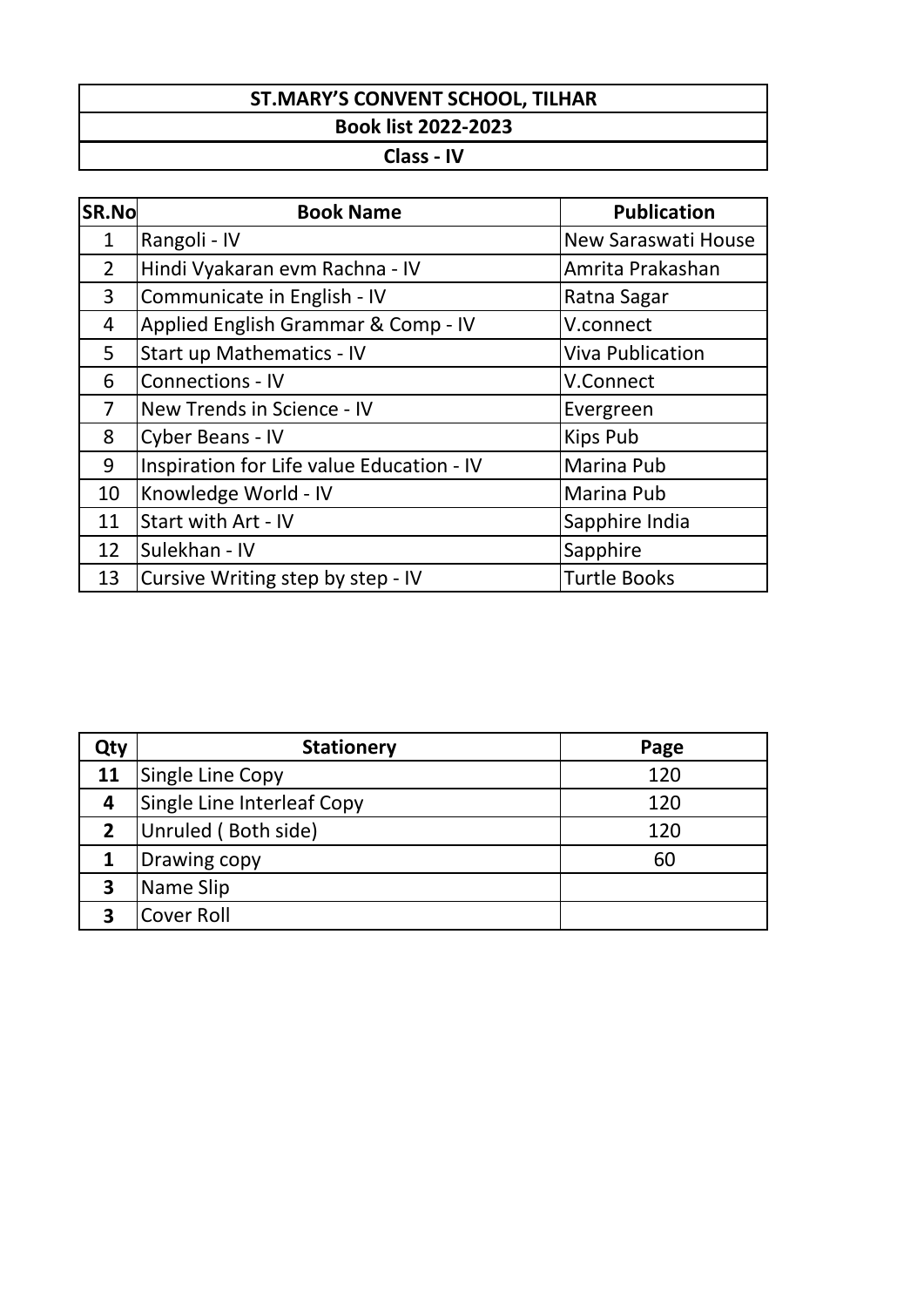# ST.MARY'S CONVENT SCHOOL, TILHAR

## Book list 2022-2023

### Class - IV

| SR.No | Book Name | Publication |
|---|---|---|
| 1 | Rangoli - IV | New Saraswati House |
| 2 | Hindi Vyakaran evm Rachna - IV | Amrita Prakashan |
| 3 | Communicate in English - IV | Ratna Sagar |
| 4 | Applied English Grammar & Comp - IV | V.connect |
| 5 | Start up Mathematics - IV | Viva Publication |
| 6 | Connections - IV | V.Connect |
| 7 | New Trends in Science - IV | Evergreen |
| 8 | Cyber Beans - IV | Kips Pub |
| 9 | Inspiration for Life value Education - IV | Marina Pub |
| 10 | Knowledge World - IV | Marina Pub |
| 11 | Start with Art - IV | Sapphire India |
| 12 | Sulekhan - IV | Sapphire |
| 13 | Cursive Writing step by step - IV | Turtle Books |

| Qty | Stationery | Page |
|---|---|---|
| **11** | Single Line Copy | 120 |
| **4** | Single Line Interleaf Copy | 120 |
| **2** | Unruled ( Both side) | 120 |
| **1** | Drawing copy | 60 |
| **3** | Name Slip | |
| **3** | Cover Roll | |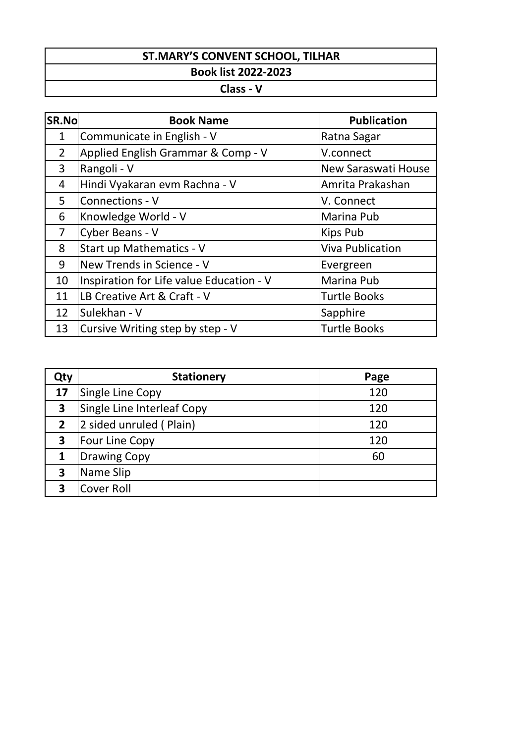# ST.MARY'S CONVENT SCHOOL, TILHAR

## Book list 2022-2023

## Class - V

| SR.No | Book Name | Publication |
|---|---|---|
| 1 | Communicate in English - V | Ratna Sagar |
| 2 | Applied English Grammar & Comp - V | V.connect |
| 3 | Rangoli - V | New Saraswati House |
| 4 | Hindi Vyakaran evm Rachna - V | Amrita Prakashan |
| 5 | Connections - V | V. Connect |
| 6 | Knowledge World - V | Marina Pub |
| 7 | Cyber Beans - V | Kips Pub |
| 8 | Start up Mathematics - V | Viva Publication |
| 9 | New Trends in Science - V | Evergreen |
| 10 | Inspiration for Life value Education - V | Marina Pub |
| 11 | LB Creative Art & Craft - V | Turtle Books |
| 12 | Sulekhan - V | Sapphire |
| 13 | Cursive Writing step by step - V | Turtle Books |

| Qty | Stationery | Page |
|---|---|---|
| **17** | Single Line Copy | 120 |
| **3** | Single Line Interleaf Copy | 120 |
| **2** | 2 sided unruled ( Plain) | 120 |
| **3** | Four Line Copy | 120 |
| **1** | Drawing Copy | 60 |
| **3** | Name Slip | |
| **3** | Cover Roll | |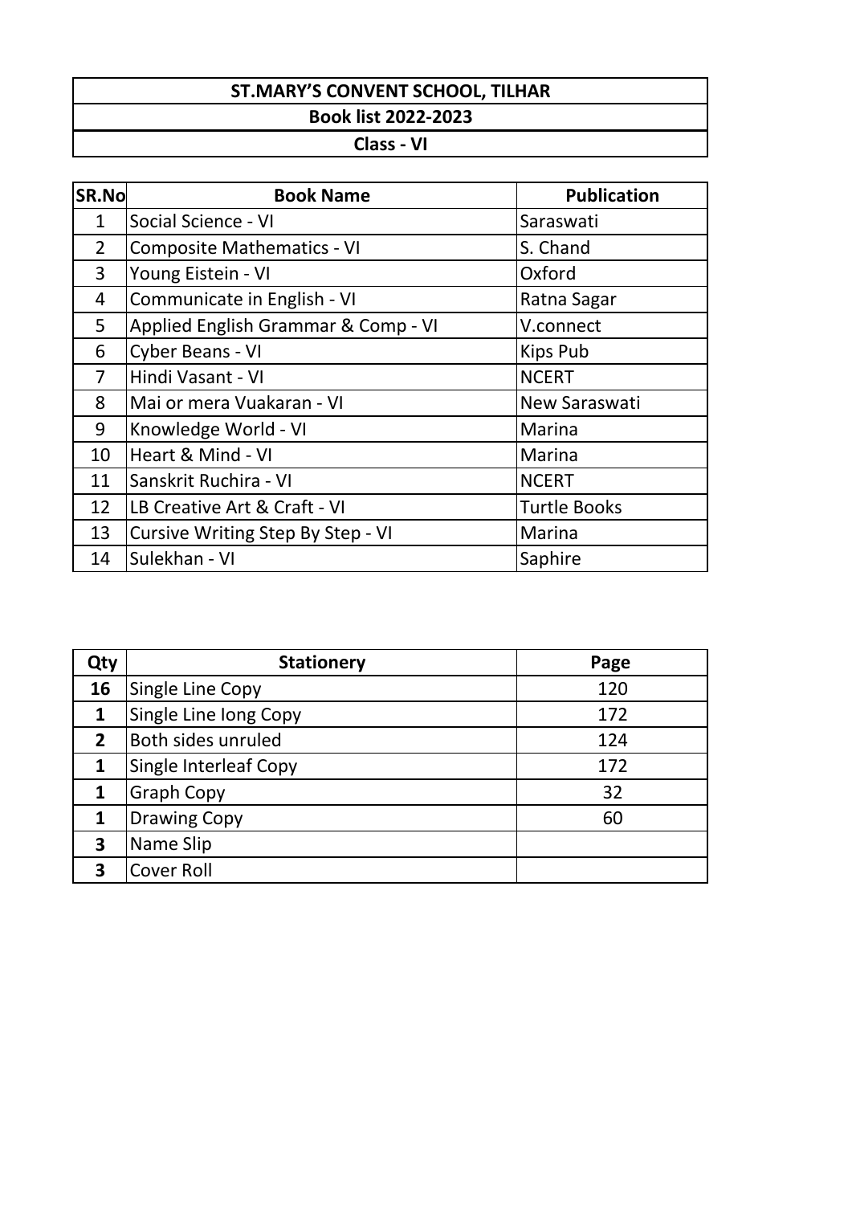# ST.MARY'S CONVENT SCHOOL, TILHAR

## Book list 2022-2023

## Class - VI

| SR.No | Book Name | Publication |
|---|---|---|
| 1 | Social Science - VI | Saraswati |
| 2 | Composite Mathematics - VI | S. Chand |
| 3 | Young Eistein - VI | Oxford |
| 4 | Communicate in English - VI | Ratna Sagar |
| 5 | Applied English Grammar & Comp - VI | V.connect |
| 6 | Cyber Beans - VI | Kips Pub |
| 7 | Hindi Vasant - VI | NCERT |
| 8 | Mai or mera Vuakaran - VI | New Saraswati |
| 9 | Knowledge World - VI | Marina |
| 10 | Heart & Mind - VI | Marina |
| 11 | Sanskrit Ruchira - VI | NCERT |
| 12 | LB Creative Art & Craft - VI | Turtle Books |
| 13 | Cursive Writing Step By Step - VI | Marina |
| 14 | Sulekhan - VI | Saphire |

| Qty | Stationery | Page |
|---|---|---|
| **16** | Single Line Copy | 120 |
| **1** | Single Line long Copy | 172 |
| **2** | Both sides unruled | 124 |
| **1** | Single Interleaf Copy | 172 |
| **1** | Graph Copy | 32 |
| **1** | Drawing Copy | 60 |
| **3** | Name Slip | |
| **3** | Cover Roll | |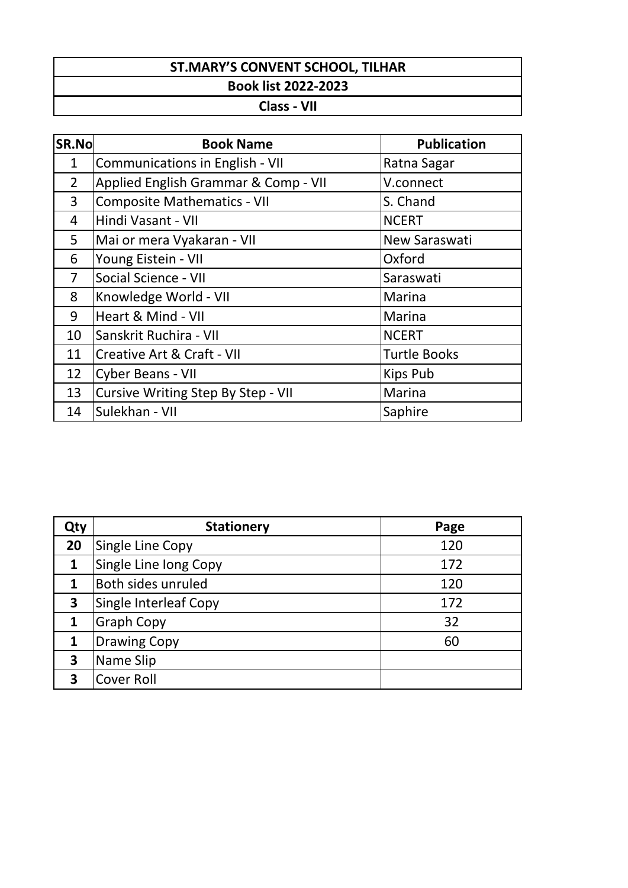# ST.MARY'S CONVENT SCHOOL, TILHAR

## Book list 2022-2023

## Class - VII

| SR.No | Book Name | Publication |
|---|---|---|
| 1 | Communications in English - VII | Ratna Sagar |
| 2 | Applied English Grammar & Comp - VII | V.connect |
| 3 | Composite Mathematics - VII | S. Chand |
| 4 | Hindi Vasant - VII | NCERT |
| 5 | Mai or mera Vyakaran - VII | New Saraswati |
| 6 | Young Eistein - VII | Oxford |
| 7 | Social Science - VII | Saraswati |
| 8 | Knowledge World - VII | Marina |
| 9 | Heart & Mind - VII | Marina |
| 10 | Sanskrit Ruchira - VII | NCERT |
| 11 | Creative Art & Craft - VII | Turtle Books |
| 12 | Cyber Beans - VII | Kips Pub |
| 13 | Cursive Writing Step By Step - VII | Marina |
| 14 | Sulekhan - VII | Saphire |

| Qty | Stationery | Page |
|---|---|---|
| **20** | Single Line Copy | 120 |
| **1** | Single Line long Copy | 172 |
| **1** | Both sides unruled | 120 |
| **3** | Single Interleaf Copy | 172 |
| **1** | Graph Copy | 32 |
| **1** | Drawing Copy | 60 |
| **3** | Name Slip | |
| **3** | Cover Roll | |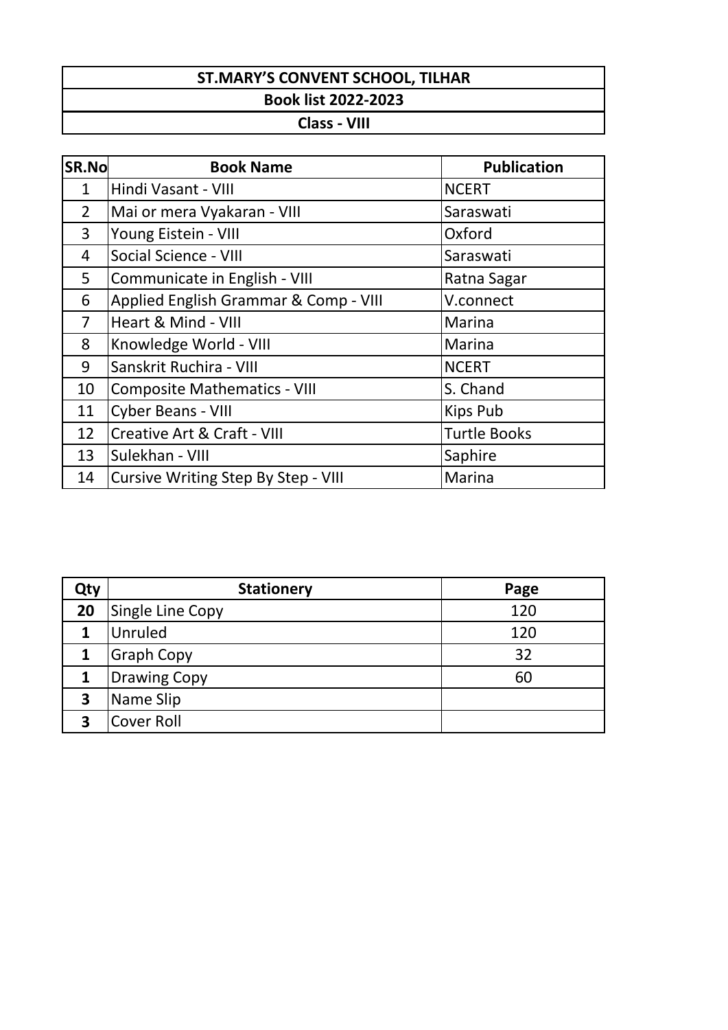# ST.MARY'S CONVENT SCHOOL, TILHAR

## Book list 2022-2023

## Class - VIII

| SR.No | Book Name | Publication |
|---|---|---|
| 1 | Hindi Vasant - VIII | NCERT |
| 2 | Mai or mera Vyakaran - VIII | Saraswati |
| 3 | Young Eistein - VIII | Oxford |
| 4 | Social Science - VIII | Saraswati |
| 5 | Communicate in English - VIII | Ratna Sagar |
| 6 | Applied English Grammar & Comp - VIII | V.connect |
| 7 | Heart & Mind - VIII | Marina |
| 8 | Knowledge World - VIII | Marina |
| 9 | Sanskrit Ruchira - VIII | NCERT |
| 10 | Composite Mathematics - VIII | S. Chand |
| 11 | Cyber Beans - VIII | Kips Pub |
| 12 | Creative Art & Craft - VIII | Turtle Books |
| 13 | Sulekhan - VIII | Saphire |
| 14 | Cursive Writing Step By Step - VIII | Marina |

| Qty | Stationery | Page |
|---|---|---|
| **20** | Single Line Copy | 120 |
| **1** | Unruled | 120 |
| **1** | Graph Copy | 32 |
| **1** | Drawing Copy | 60 |
| **3** | Name Slip | |
| **3** | Cover Roll | |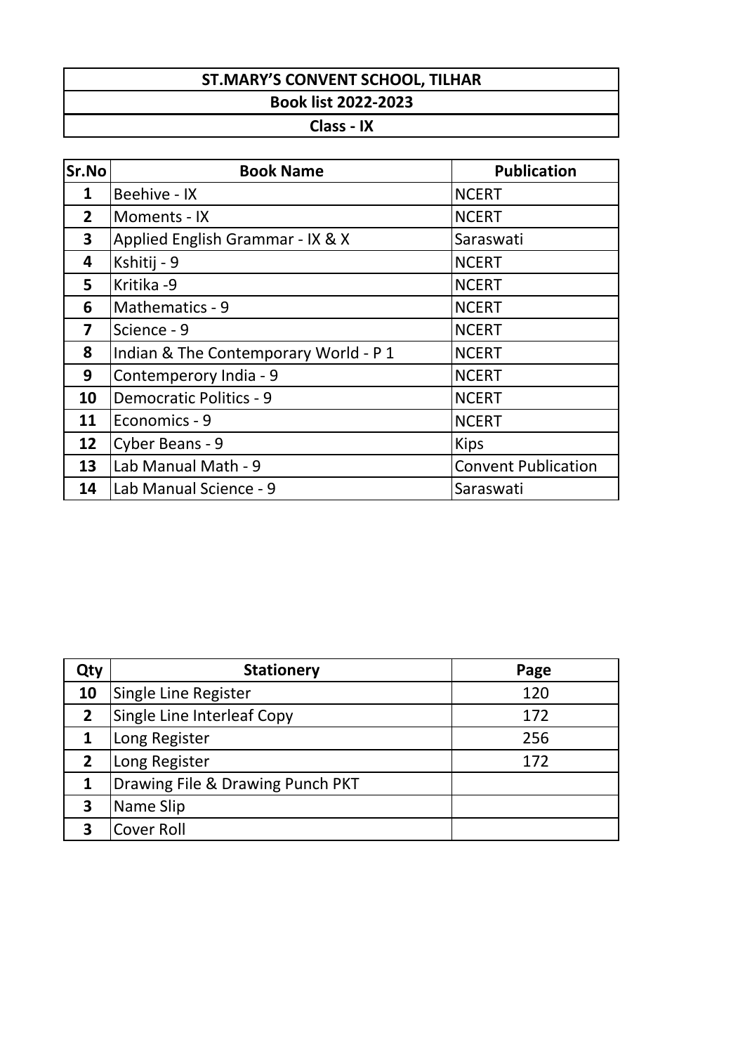# ST.MARY'S CONVENT SCHOOL, TILHAR

## Book list 2022-2023

## Class - IX

| Sr.No | Book Name | Publication |
|---|---|---|
| 1 | Beehive - IX | NCERT |
| 2 | Moments - IX | NCERT |
| 3 | Applied English Grammar - IX & X | Saraswati |
| 4 | Kshitij - 9 | NCERT |
| 5 | Kritika -9 | NCERT |
| 6 | Mathematics - 9 | NCERT |
| 7 | Science - 9 | NCERT |
| 8 | Indian & The Contemporary World - P 1 | NCERT |
| 9 | Contemperory India - 9 | NCERT |
| 10 | Democratic Politics - 9 | NCERT |
| 11 | Economics - 9 | NCERT |
| 12 | Cyber Beans - 9 | Kips |
| 13 | Lab Manual Math - 9 | Convent Publication |
| 14 | Lab Manual Science - 9 | Saraswati |

| Qty | Stationery | Page |
|---|---|---|
| 10 | Single Line Register | 120 |
| 2 | Single Line Interleaf Copy | 172 |
| 1 | Long Register | 256 |
| 2 | Long Register | 172 |
| 1 | Drawing File & Drawing Punch PKT | |
| 3 | Name Slip | |
| 3 | Cover Roll | |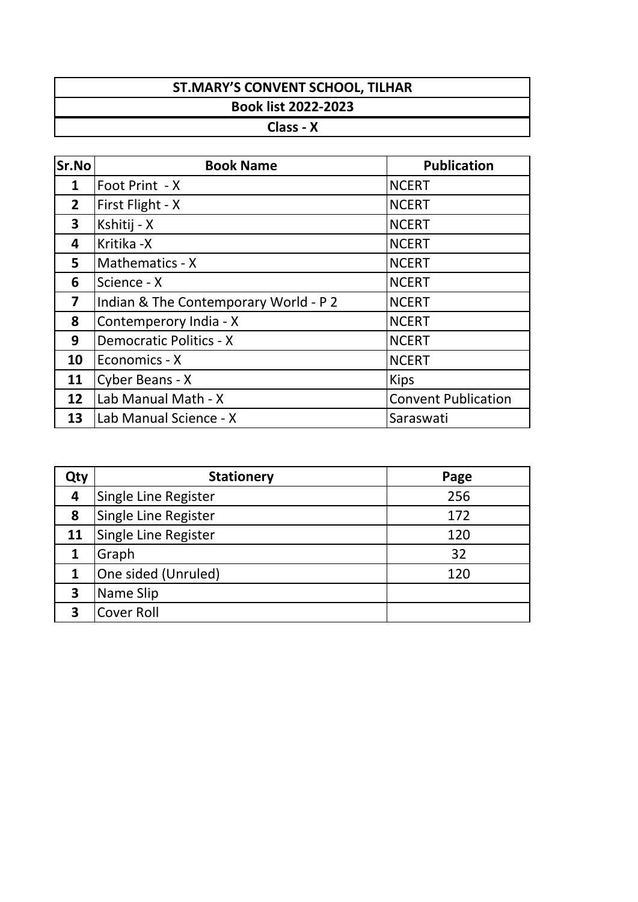# ST.MARY'S CONVENT SCHOOL, TILHAR

## Book list 2022-2023

### Class - X

| Sr.No | Book Name | Publication |
|---|---|---|
| 1 | Foot Print - X | NCERT |
| 2 | First Flight - X | NCERT |
| 3 | Kshitij - X | NCERT |
| 4 | Kritika -X | NCERT |
| 5 | Mathematics - X | NCERT |
| 6 | Science - X | NCERT |
| 7 | Indian & The Contemporary World - P 2 | NCERT |
| 8 | Contemperory India - X | NCERT |
| 9 | Democratic Politics - X | NCERT |
| 10 | Economics - X | NCERT |
| 11 | Cyber Beans - X | Kips |
| 12 | Lab Manual Math - X | Convent Publication |
| 13 | Lab Manual Science - X | Saraswati |

| Qty | Stationery | Page |
|---|---|---|
| 4 | Single Line Register | 256 |
| 8 | Single Line Register | 172 |
| 11 | Single Line Register | 120 |
| 1 | Graph | 32 |
| 1 | One sided (Unruled) | 120 |
| 3 | Name Slip | |
| 3 | Cover Roll | |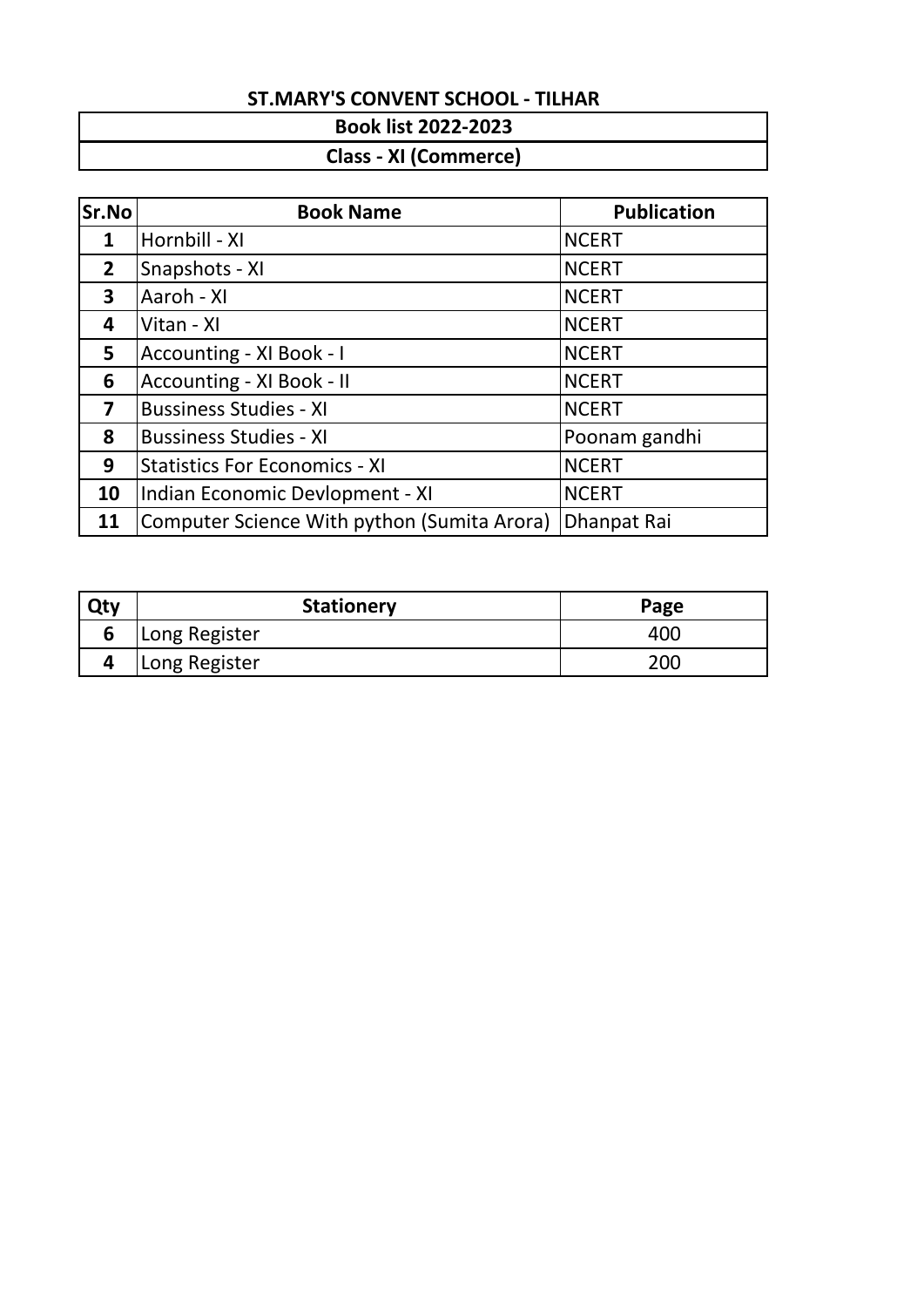# ST.MARY'S CONVENT SCHOOL - TILHAR

## Book list 2022-2023

## Class - XI (Commerce)

| Sr.No | Book Name | Publication |
|---|---|---|
| 1 | Hornbill - XI | NCERT |
| 2 | Snapshots - XI | NCERT |
| 3 | Aaroh - XI | NCERT |
| 4 | Vitan - XI | NCERT |
| 5 | Accounting - XI Book - I | NCERT |
| 6 | Accounting - XI Book - II | NCERT |
| 7 | Bussiness Studies - XI | NCERT |
| 8 | Bussiness Studies - XI | Poonam gandhi |
| 9 | Statistics For Economics - XI | NCERT |
| 10 | Indian Economic Devlopment - XI | NCERT |
| 11 | Computer Science With python (Sumita Arora) | Dhanpat Rai |

| Qty | Stationery | Page |
|---|---|---|
| 6 | Long Register | 400 |
| 4 | Long Register | 200 |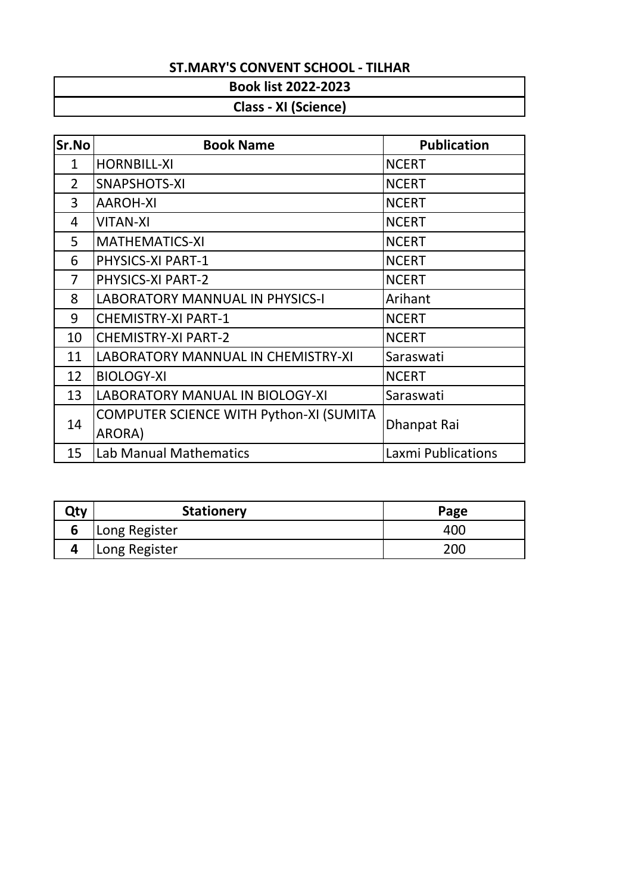# ST.MARY'S CONVENT SCHOOL - TILHAR

## Book list 2022-2023

## Class - XI (Science)

| Sr.No | Book Name | Publication |
|---|---|---|
| 1 | HORNBILL-XI | NCERT |
| 2 | SNAPSHOTS-XI | NCERT |
| 3 | AAROH-XI | NCERT |
| 4 | VITAN-XI | NCERT |
| 5 | MATHEMATICS-XI | NCERT |
| 6 | PHYSICS-XI PART-1 | NCERT |
| 7 | PHYSICS-XI PART-2 | NCERT |
| 8 | LABORATORY MANNUAL IN PHYSICS-I | Arihant |
| 9 | CHEMISTRY-XI PART-1 | NCERT |
| 10 | CHEMISTRY-XI PART-2 | NCERT |
| 11 | LABORATORY MANNUAL IN CHEMISTRY-XI | Saraswati |
| 12 | BIOLOGY-XI | NCERT |
| 13 | LABORATORY MANUAL IN BIOLOGY-XI | Saraswati |
| 14 | COMPUTER SCIENCE WITH Python-XI (SUMITA ARORA) | Dhanpat Rai |
| 15 | Lab Manual Mathematics | Laxmi Publications |

| Qty | Stationery | Page |
|---|---|---|
| **6** | Long Register | 400 |
| **4** | Long Register | 200 |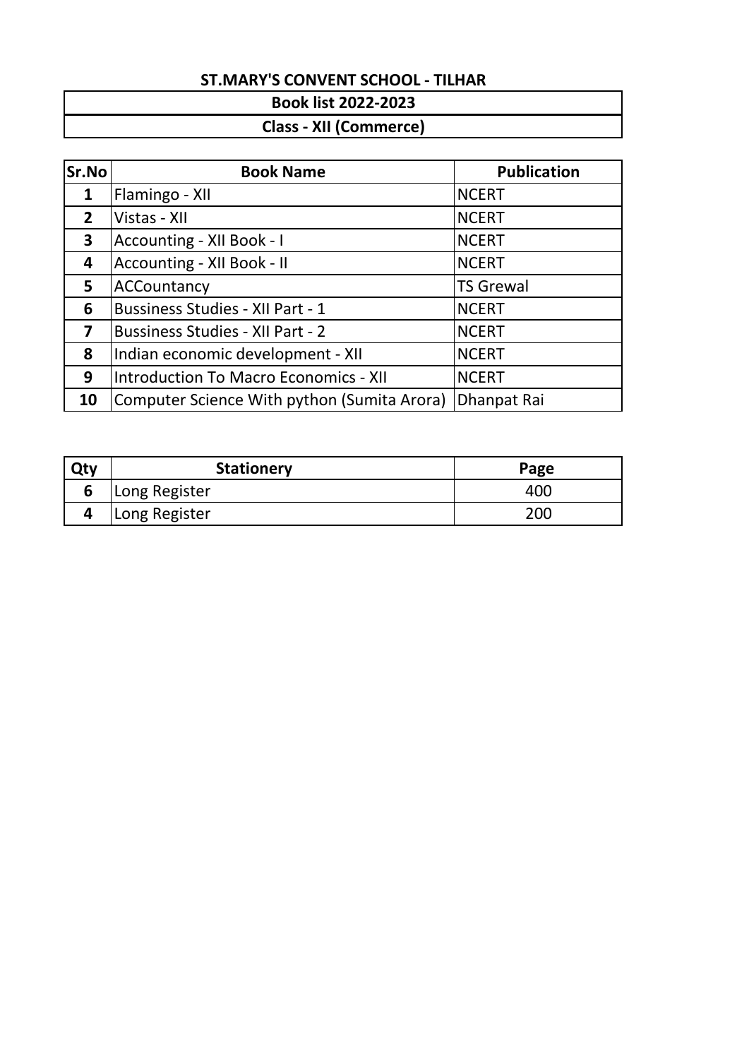# ST.MARY'S CONVENT SCHOOL - TILHAR

## Book list 2022-2023

## Class - XII (Commerce)

| Sr.No | Book Name | Publication |
|---|---|---|
| 1 | Flamingo - XII | NCERT |
| 2 | Vistas - XII | NCERT |
| 3 | Accounting - XII Book - I | NCERT |
| 4 | Accounting - XII Book - II | NCERT |
| 5 | ACCountancy | TS Grewal |
| 6 | Bussiness Studies - XII Part - 1 | NCERT |
| 7 | Bussiness Studies - XII Part - 2 | NCERT |
| 8 | Indian economic development - XII | NCERT |
| 9 | Introduction To Macro Economics - XII | NCERT |
| 10 | Computer Science With python (Sumita Arora) | Dhanpat Rai |

| Qty | Stationery | Page |
|---|---|---|
| 6 | Long Register | 400 |
| 4 | Long Register | 200 |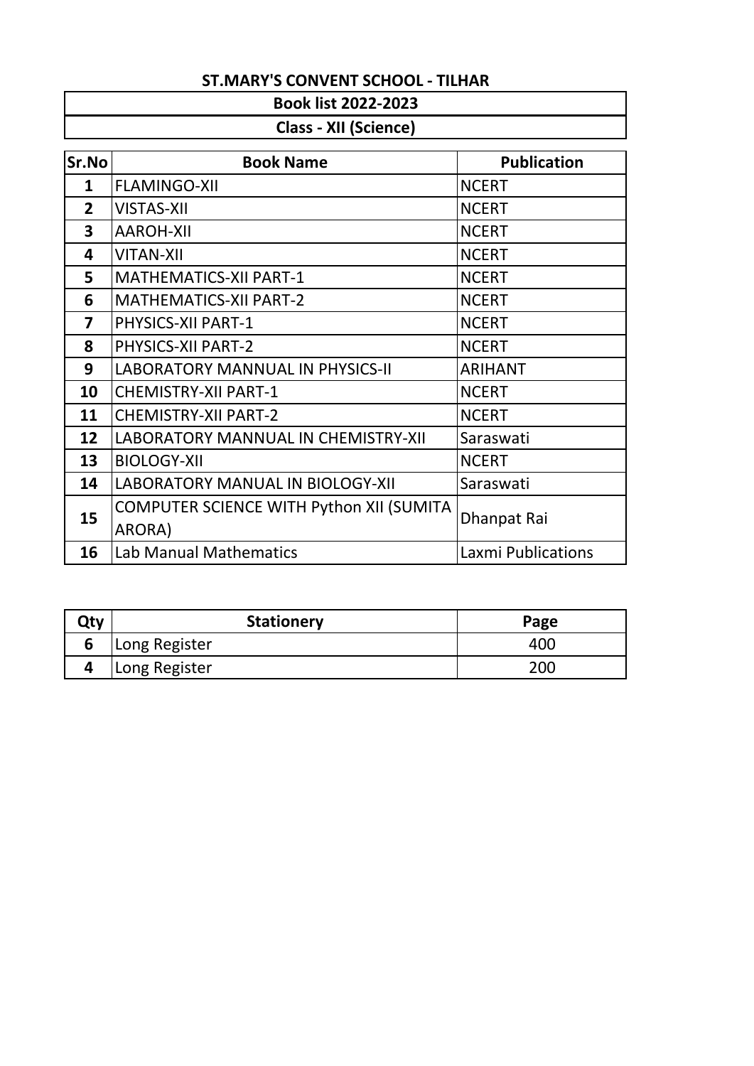## ST.MARY'S CONVENT SCHOOL - TILHAR

### Book list 2022-2023

### Class - XII (Science)

| Sr.No | Book Name | Publication |
|---|---|---|
| 1 | FLAMINGO-XII | NCERT |
| 2 | VISTAS-XII | NCERT |
| 3 | AAROH-XII | NCERT |
| 4 | VITAN-XII | NCERT |
| 5 | MATHEMATICS-XII PART-1 | NCERT |
| 6 | MATHEMATICS-XII PART-2 | NCERT |
| 7 | PHYSICS-XII PART-1 | NCERT |
| 8 | PHYSICS-XII PART-2 | NCERT |
| 9 | LABORATORY MANNUAL IN PHYSICS-II | ARIHANT |
| 10 | CHEMISTRY-XII PART-1 | NCERT |
| 11 | CHEMISTRY-XII PART-2 | NCERT |
| 12 | LABORATORY MANNUAL IN CHEMISTRY-XII | Saraswati |
| 13 | BIOLOGY-XII | NCERT |
| 14 | LABORATORY MANUAL IN BIOLOGY-XII | Saraswati |
| 15 | COMPUTER SCIENCE WITH Python XII (SUMITA ARORA) | Dhanpat Rai |
| 16 | Lab Manual Mathematics | Laxmi Publications |

| Qty | Stationery | Page |
|---|---|---|
| 6 | Long Register | 400 |
| 4 | Long Register | 200 |